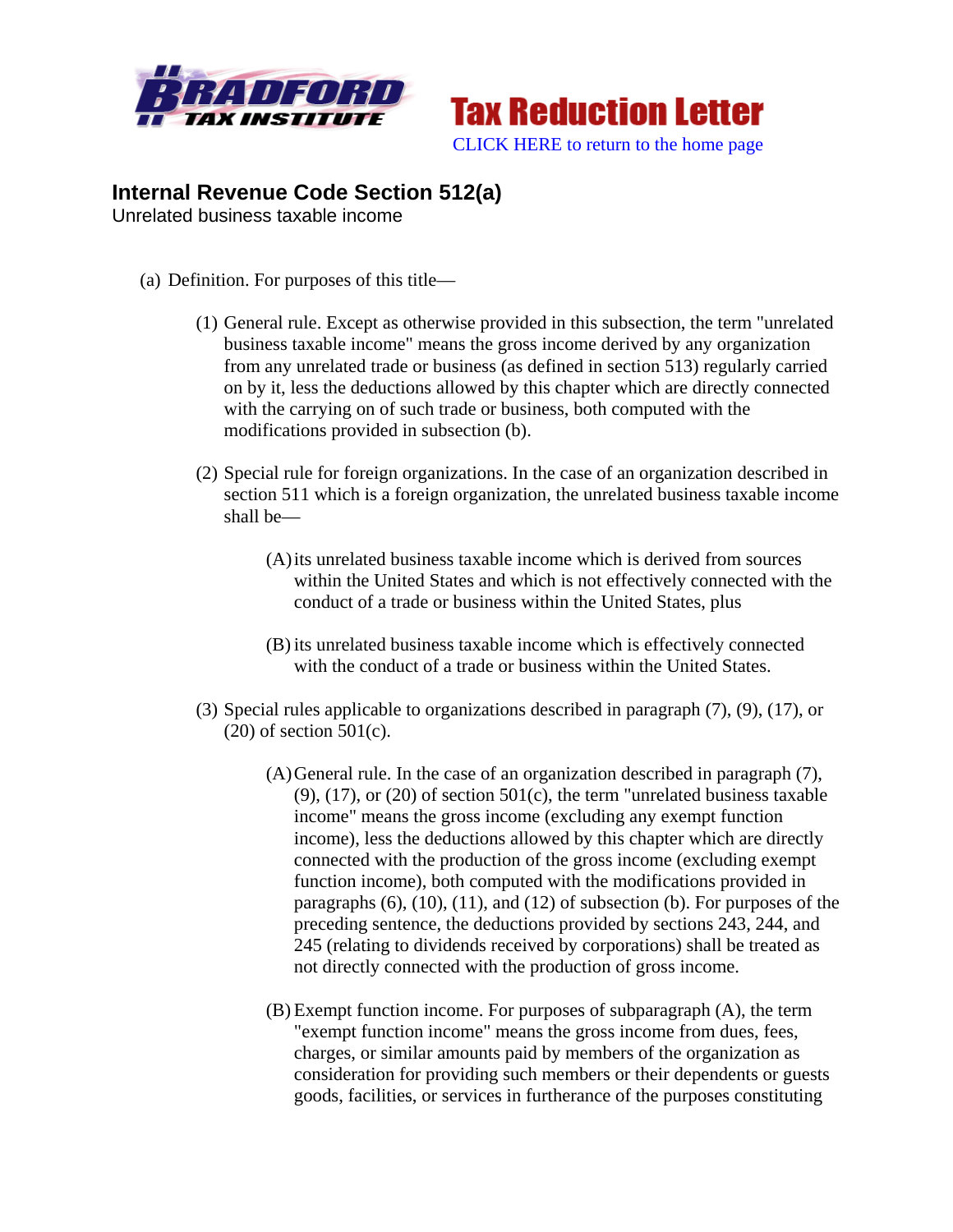Tax Reduction Letter

CLICK HERE to return to the home page

## Internal Revenue Code Section 512(a)

Unrelated business taxable income

(a) Definition. For purposes of this title—

(1) General rule. Except as otherwise provided in this subsection, the term "unrelated business taxable income" means the gross income derived by any organization from any unrelated trade or business (as defined in section 513) regularly carried on by it, less the deductions allowed by this chapter which are directly connected with the carrying on of such trade or business, both computed with the modifications provided in subsection (b).

(2) Special rule for foreign organizations. In the case of an organization described in section 511 which is a foreign organization, the unrelated business taxable income shall be—

(A) its unrelated business taxable income which is derived from sources within the United States and which is not effectively connected with the conduct of a trade or business within the United States, plus

(B) its unrelated business taxable income which is effectively connected with the conduct of a trade or business within the United States.

(3) Special rules applicable to organizations described in paragraph (7), (9), (17), or (20) of section 501(c).

(A) General rule. In the case of an organization described in paragraph (7), (9), (17), or (20) of section 501(c), the term "unrelated business taxable income" means the gross income (excluding any exempt function income), less the deductions allowed by this chapter which are directly connected with the production of the gross income (excluding exempt function income), both computed with the modifications provided in paragraphs (6), (10), (11), and (12) of subsection (b). For purposes of the preceding sentence, the deductions provided by sections 243, 244, and 245 (relating to dividends received by corporations) shall be treated as not directly connected with the production of gross income.

(B) Exempt function income. For purposes of subparagraph (A), the term "exempt function income" means the gross income from dues, fees, charges, or similar amounts paid by members of the organization as consideration for providing such members or their dependents or guests goods, facilities, or services in furtherance of the purposes constituting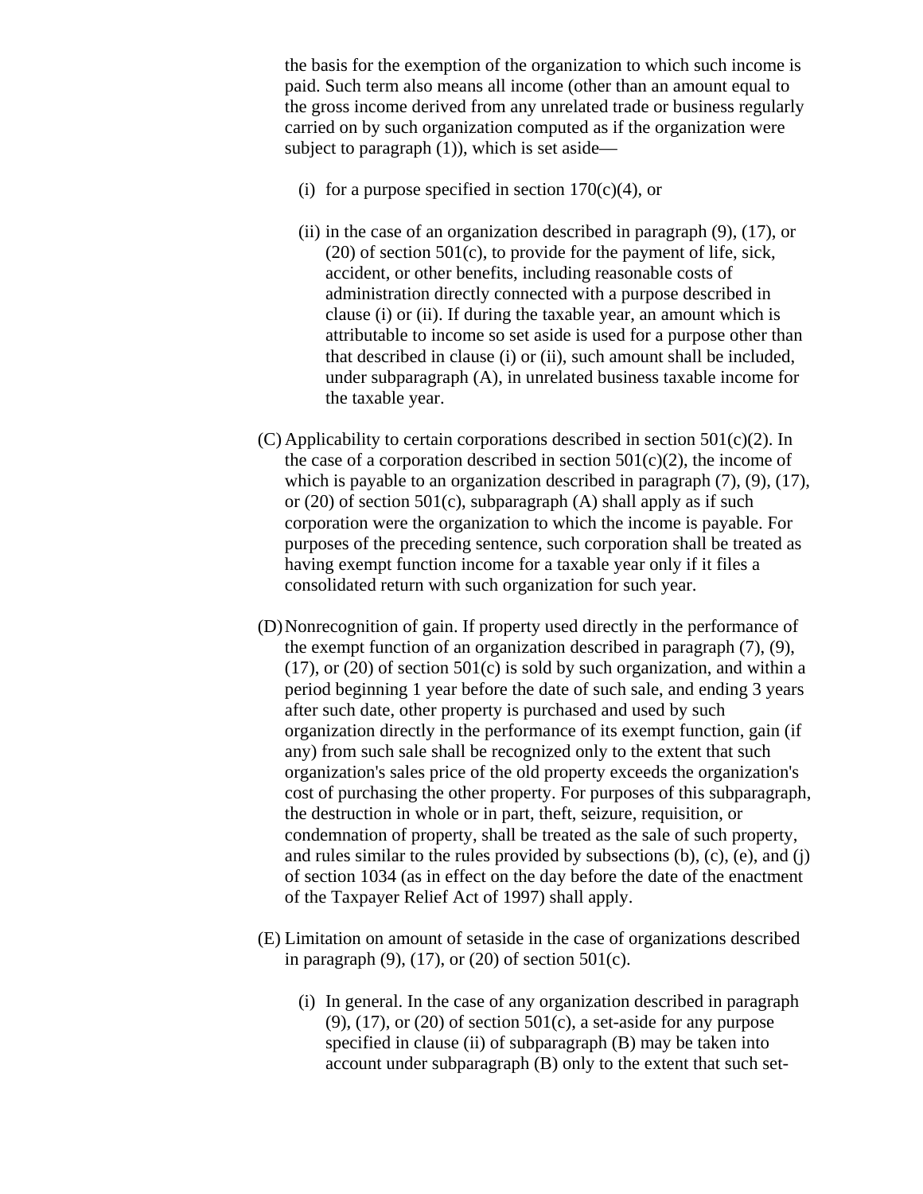the basis for the exemption of the organization to which such income is paid. Such term also means all income (other than an amount equal to the gross income derived from any unrelated trade or business regularly carried on by such organization computed as if the organization were subject to paragraph (1)), which is set aside—

(i) for a purpose specified in section 170(c)(4), or

(ii) in the case of an organization described in paragraph (9), (17), or (20) of section 501(c), to provide for the payment of life, sick, accident, or other benefits, including reasonable costs of administration directly connected with a purpose described in clause (i) or (ii). If during the taxable year, an amount which is attributable to income so set aside is used for a purpose other than that described in clause (i) or (ii), such amount shall be included, under subparagraph (A), in unrelated business taxable income for the taxable year.

(C) Applicability to certain corporations described in section 501(c)(2). In the case of a corporation described in section 501(c)(2), the income of which is payable to an organization described in paragraph (7), (9), (17), or (20) of section 501(c), subparagraph (A) shall apply as if such corporation were the organization to which the income is payable. For purposes of the preceding sentence, such corporation shall be treated as having exempt function income for a taxable year only if it files a consolidated return with such organization for such year.

(D) Nonrecognition of gain. If property used directly in the performance of the exempt function of an organization described in paragraph (7), (9), (17), or (20) of section 501(c) is sold by such organization, and within a period beginning 1 year before the date of such sale, and ending 3 years after such date, other property is purchased and used by such organization directly in the performance of its exempt function, gain (if any) from such sale shall be recognized only to the extent that such organization's sales price of the old property exceeds the organization's cost of purchasing the other property. For purposes of this subparagraph, the destruction in whole or in part, theft, seizure, requisition, or condemnation of property, shall be treated as the sale of such property, and rules similar to the rules provided by subsections (b), (c), (e), and (j) of section 1034 (as in effect on the day before the date of the enactment of the Taxpayer Relief Act of 1997) shall apply.

(E) Limitation on amount of setaside in the case of organizations described in paragraph (9), (17), or (20) of section 501(c).

(i) In general. In the case of any organization described in paragraph (9), (17), or (20) of section 501(c), a set-aside for any purpose specified in clause (ii) of subparagraph (B) may be taken into account under subparagraph (B) only to the extent that such set-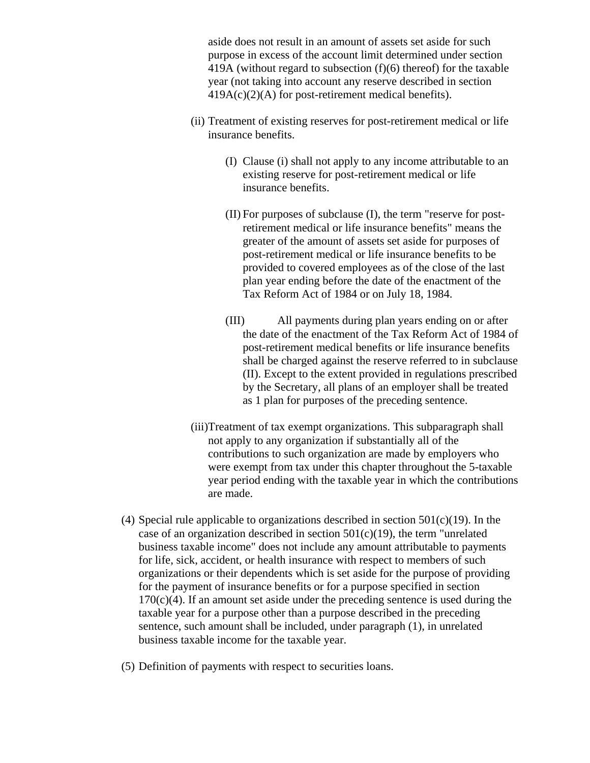aside does not result in an amount of assets set aside for such purpose in excess of the account limit determined under section 419A (without regard to subsection (f)(6) thereof) for the taxable year (not taking into account any reserve described in section 419A(c)(2)(A) for post-retirement medical benefits).

(ii) Treatment of existing reserves for post-retirement medical or life insurance benefits.

(I) Clause (i) shall not apply to any income attributable to an existing reserve for post-retirement medical or life insurance benefits.

(II) For purposes of subclause (I), the term "reserve for post-retirement medical or life insurance benefits" means the greater of the amount of assets set aside for purposes of post-retirement medical or life insurance benefits to be provided to covered employees as of the close of the last plan year ending before the date of the enactment of the Tax Reform Act of 1984 or on July 18, 1984.

(III) All payments during plan years ending on or after the date of the enactment of the Tax Reform Act of 1984 of post-retirement medical benefits or life insurance benefits shall be charged against the reserve referred to in subclause (II). Except to the extent provided in regulations prescribed by the Secretary, all plans of an employer shall be treated as 1 plan for purposes of the preceding sentence.

(iii) Treatment of tax exempt organizations. This subparagraph shall not apply to any organization if substantially all of the contributions to such organization are made by employers who were exempt from tax under this chapter throughout the 5-taxable year period ending with the taxable year in which the contributions are made.

(4) Special rule applicable to organizations described in section 501(c)(19). In the case of an organization described in section 501(c)(19), the term "unrelated business taxable income" does not include any amount attributable to payments for life, sick, accident, or health insurance with respect to members of such organizations or their dependents which is set aside for the purpose of providing for the payment of insurance benefits or for a purpose specified in section 170(c)(4). If an amount set aside under the preceding sentence is used during the taxable year for a purpose other than a purpose described in the preceding sentence, such amount shall be included, under paragraph (1), in unrelated business taxable income for the taxable year.

(5) Definition of payments with respect to securities loans.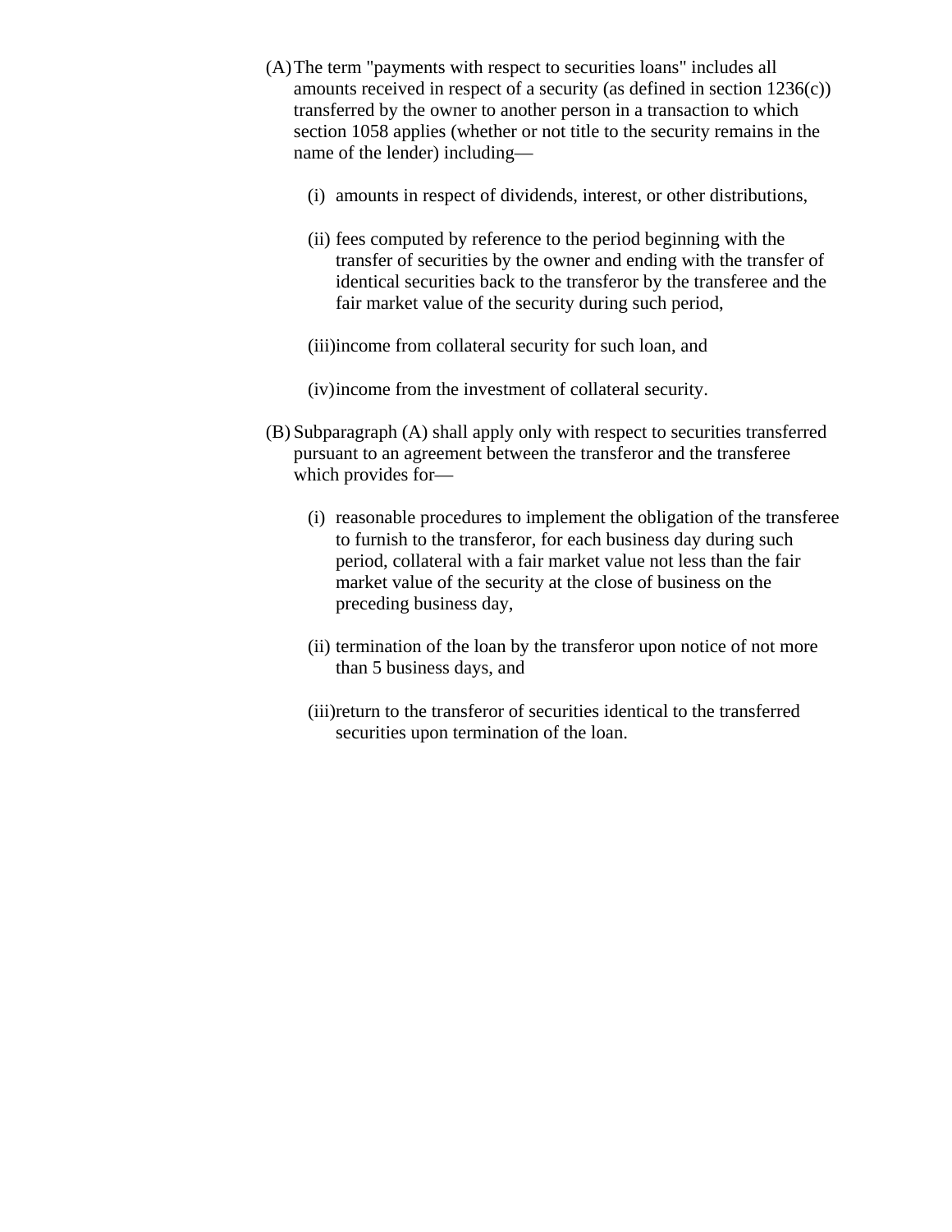(A) The term "payments with respect to securities loans" includes all amounts received in respect of a security (as defined in section 1236(c)) transferred by the owner to another person in a transaction to which section 1058 applies (whether or not title to the security remains in the name of the lender) including—

  (i) amounts in respect of dividends, interest, or other distributions,

  (ii) fees computed by reference to the period beginning with the transfer of securities by the owner and ending with the transfer of identical securities back to the transferor by the transferee and the fair market value of the security during such period,

  (iii) income from collateral security for such loan, and

  (iv) income from the investment of collateral security.

(B) Subparagraph (A) shall apply only with respect to securities transferred pursuant to an agreement between the transferor and the transferee which provides for—

  (i) reasonable procedures to implement the obligation of the transferee to furnish to the transferor, for each business day during such period, collateral with a fair market value not less than the fair market value of the security at the close of business on the preceding business day,

  (ii) termination of the loan by the transferor upon notice of not more than 5 business days, and

  (iii) return to the transferor of securities identical to the transferred securities upon termination of the loan.